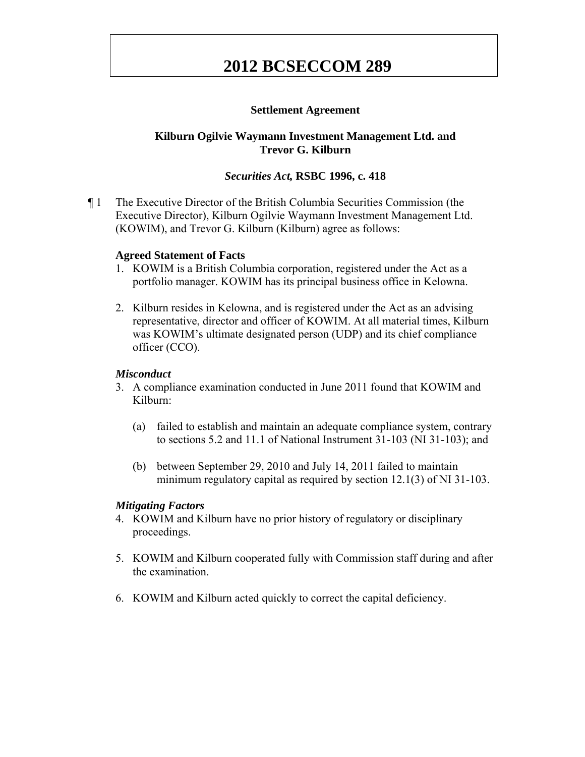# 2012 BCSECCOM 289

**Settlement Agreement**

**Kilburn Ogilvie Waymann Investment Management Ltd. and Trevor G. Kilburn**

***Securities Act,* RSBC 1996, c. 418**

¶ 1 The Executive Director of the British Columbia Securities Commission (the Executive Director), Kilburn Ogilvie Waymann Investment Management Ltd. (KOWIM), and Trevor G. Kilburn (Kilburn) agree as follows:

**Agreed Statement of Facts**

1. KOWIM is a British Columbia corporation, registered under the Act as a portfolio manager. KOWIM has its principal business office in Kelowna.

2. Kilburn resides in Kelowna, and is registered under the Act as an advising representative, director and officer of KOWIM. At all material times, Kilburn was KOWIM's ultimate designated person (UDP) and its chief compliance officer (CCO).

***Misconduct***

3. A compliance examination conducted in June 2011 found that KOWIM and Kilburn:

   (a) failed to establish and maintain an adequate compliance system, contrary to sections 5.2 and 11.1 of National Instrument 31-103 (NI 31-103); and

   (b) between September 29, 2010 and July 14, 2011 failed to maintain minimum regulatory capital as required by section 12.1(3) of NI 31-103.

***Mitigating Factors***

4. KOWIM and Kilburn have no prior history of regulatory or disciplinary proceedings.

5. KOWIM and Kilburn cooperated fully with Commission staff during and after the examination.

6. KOWIM and Kilburn acted quickly to correct the capital deficiency.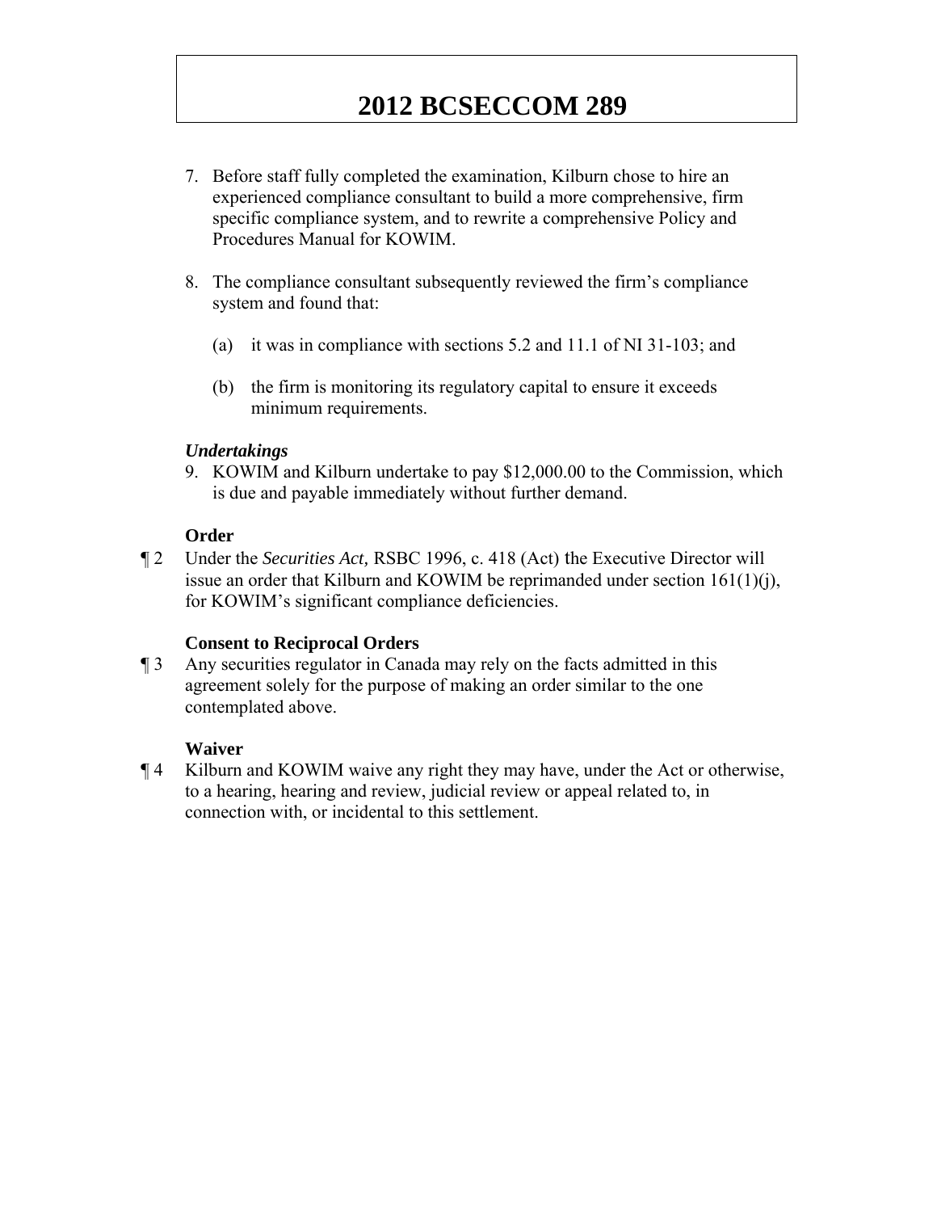7. Before staff fully completed the examination, Kilburn chose to hire an experienced compliance consultant to build a more comprehensive, firm specific compliance system, and to rewrite a comprehensive Policy and Procedures Manual for KOWIM.

8. The compliance consultant subsequently reviewed the firm's compliance system and found that:

    (a) it was in compliance with sections 5.2 and 11.1 of NI 31-103; and

    (b) the firm is monitoring its regulatory capital to ensure it exceeds minimum requirements.

***Undertakings***

9. KOWIM and Kilburn undertake to pay $12,000.00 to the Commission, which is due and payable immediately without further demand.

**Order**

¶ 2 Under the *Securities Act,* RSBC 1996, c. 418 (Act) the Executive Director will issue an order that Kilburn and KOWIM be reprimanded under section 161(1)(j), for KOWIM's significant compliance deficiencies.

**Consent to Reciprocal Orders**

¶ 3 Any securities regulator in Canada may rely on the facts admitted in this agreement solely for the purpose of making an order similar to the one contemplated above.

**Waiver**

¶ 4 Kilburn and KOWIM waive any right they may have, under the Act or otherwise, to a hearing, hearing and review, judicial review or appeal related to, in connection with, or incidental to this settlement.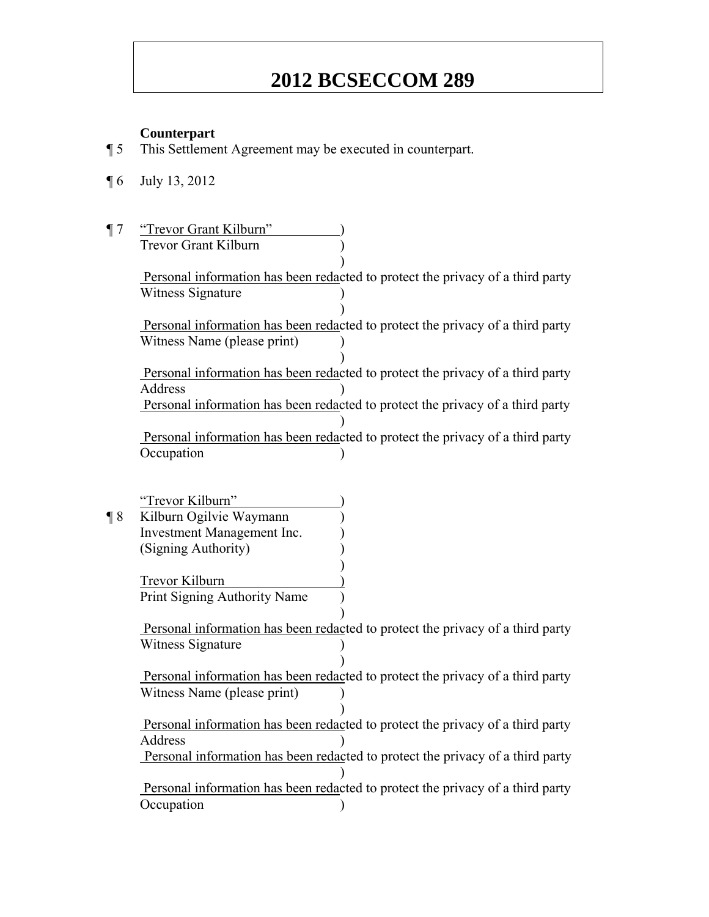**Counterpart**

¶ 5 This Settlement Agreement may be executed in counterpart.

¶ 6 July 13, 2012

¶ 7 "Trevor Grant Kilburn" )
Trevor Grant Kilburn )
)
Personal information has been redacted to protect the privacy of a third party
Witness Signature )
)
Personal information has been redacted to protect the privacy of a third party
Witness Name (please print) )
)
Personal information has been redacted to protect the privacy of a third party
Address )
Personal information has been redacted to protect the privacy of a third party
)
Personal information has been redacted to protect the privacy of a third party
Occupation )

"Trevor Kilburn" )
¶ 8 Kilburn Ogilvie Waymann )
Investment Management Inc. )
(Signing Authority) )
)
Trevor Kilburn )
Print Signing Authority Name )
)
Personal information has been redacted to protect the privacy of a third party
Witness Signature )
)
Personal information has been redacted to protect the privacy of a third party
Witness Name (please print) )
)
Personal information has been redacted to protect the privacy of a third party
Address )
Personal information has been redacted to protect the privacy of a third party
)
Personal information has been redacted to protect the privacy of a third party
Occupation )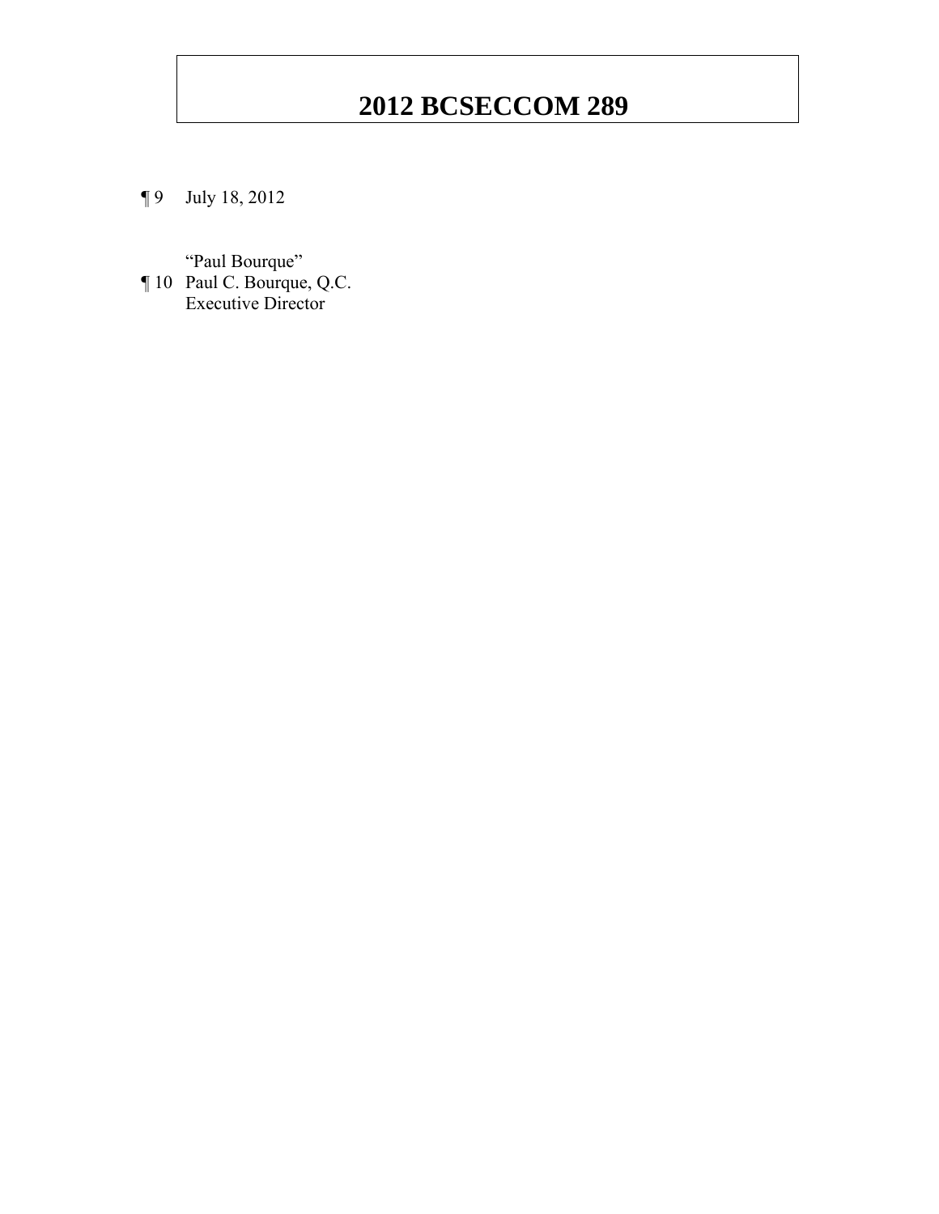¶ 9 July 18, 2012

"Paul Bourque"

¶ 10 Paul C. Bourque, Q.C.
Executive Director